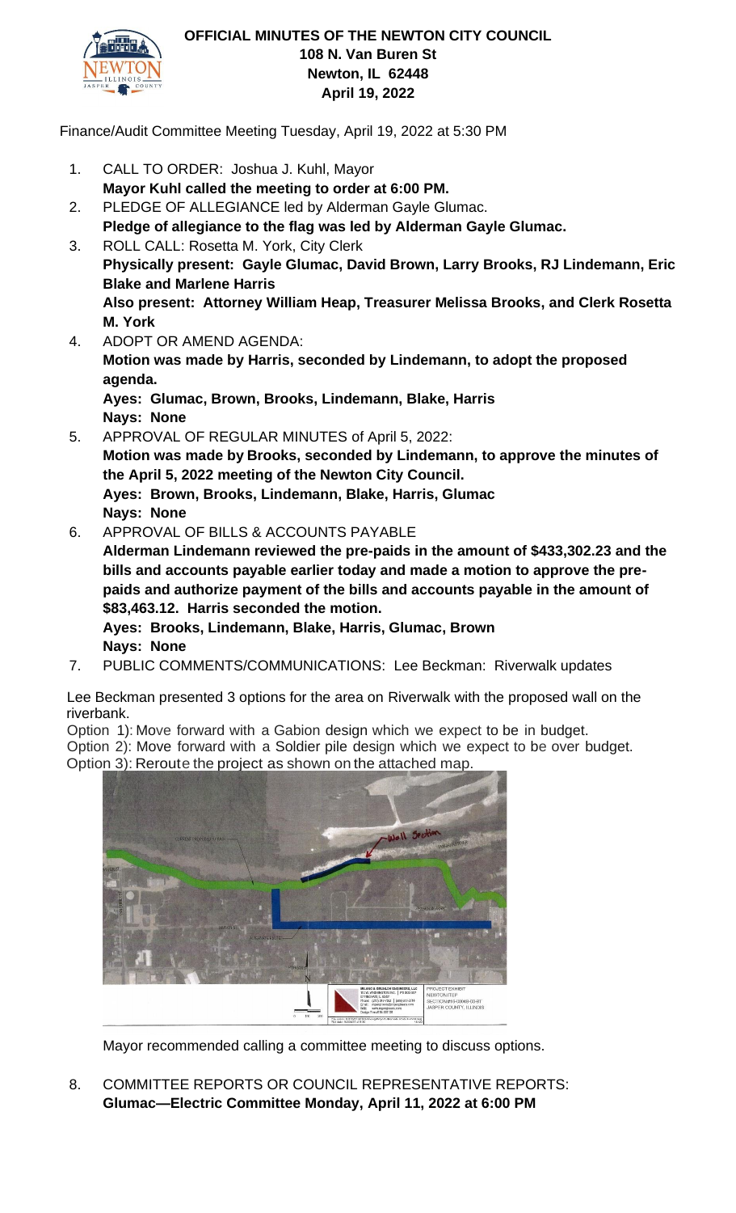# OFFICIAL MINUTES OF THE NEWTON CITY COUNCIL
**108 N. Van Buren St**
**Newton, IL 62448**
**April 19, 2022**

Finance/Audit Committee Meeting Tuesday, April 19, 2022 at 5:30 PM

1. CALL TO ORDER: Joshua J. Kuhl, Mayor
   **Mayor Kuhl called the meeting to order at 6:00 PM.**
2. PLEDGE OF ALLEGIANCE led by Alderman Gayle Glumac.
   **Pledge of allegiance to the flag was led by Alderman Gayle Glumac.**
3. ROLL CALL: Rosetta M. York, City Clerk
   **Physically present: Gayle Glumac, David Brown, Larry Brooks, RJ Lindemann, Eric Blake and Marlene Harris**
   **Also present: Attorney William Heap, Treasurer Melissa Brooks, and Clerk Rosetta M. York**
4. ADOPT OR AMEND AGENDA:
   **Motion was made by Harris, seconded by Lindemann, to adopt the proposed agenda.**
   **Ayes: Glumac, Brown, Brooks, Lindemann, Blake, Harris**
   **Nays: None**
5. APPROVAL OF REGULAR MINUTES of April 5, 2022:
   **Motion was made by Brooks, seconded by Lindemann, to approve the minutes of the April 5, 2022 meeting of the Newton City Council.**
   **Ayes: Brown, Brooks, Lindemann, Blake, Harris, Glumac**
   **Nays: None**
6. APPROVAL OF BILLS & ACCOUNTS PAYABLE
   **Alderman Lindemann reviewed the pre-paids in the amount of $433,302.23 and the bills and accounts payable earlier today and made a motion to approve the pre-paids and authorize payment of the bills and accounts payable in the amount of $83,463.12. Harris seconded the motion.**
   **Ayes: Brooks, Lindemann, Blake, Harris, Glumac, Brown**
   **Nays: None**
7. PUBLIC COMMENTS/COMMUNICATIONS: Lee Beckman: Riverwalk updates

Lee Beckman presented 3 options for the area on Riverwalk with the proposed wall on the riverbank.

Option 1): Move forward with a Gabion design which we expect to be in budget.
Option 2): Move forward with a Soldier pile design which we expect to be over budget.
Option 3): Reroute the project as shown on the attached map.

Mayor recommended calling a committee meeting to discuss options.

8. COMMITTEE REPORTS OR COUNCIL REPRESENTATIVE REPORTS:
   **Glumac—Electric Committee Monday, April 11, 2022 at 6:00 PM**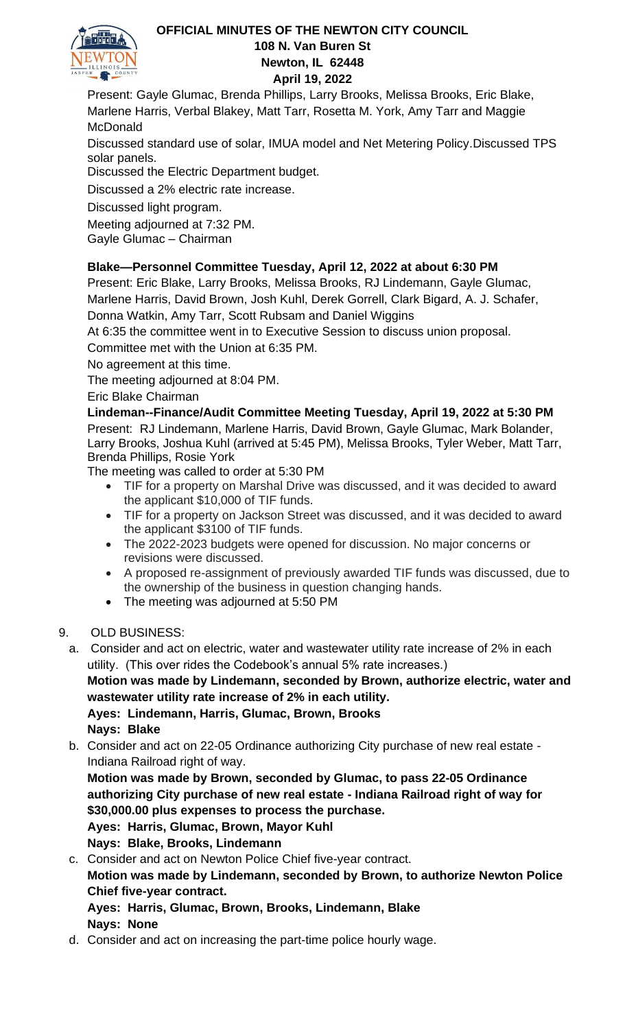Present: Gayle Glumac, Brenda Phillips, Larry Brooks, Melissa Brooks, Eric Blake, Marlene Harris, Verbal Blakey, Matt Tarr, Rosetta M. York, Amy Tarr and Maggie McDonald

Discussed standard use of solar, IMUA model and Net Metering Policy.Discussed TPS solar panels.

Discussed the Electric Department budget.

Discussed a 2% electric rate increase.

Discussed light program.

Meeting adjourned at 7:32 PM.

Gayle Glumac – Chairman

**Blake—Personnel Committee Tuesday, April 12, 2022 at about 6:30 PM**

Present: Eric Blake, Larry Brooks, Melissa Brooks, RJ Lindemann, Gayle Glumac, Marlene Harris, David Brown, Josh Kuhl, Derek Gorrell, Clark Bigard, A. J. Schafer, Donna Watkin, Amy Tarr, Scott Rubsam and Daniel Wiggins

At 6:35 the committee went in to Executive Session to discuss union proposal.

Committee met with the Union at 6:35 PM.

No agreement at this time.

The meeting adjourned at 8:04 PM.

Eric Blake Chairman

**Lindeman--Finance/Audit Committee Meeting Tuesday, April 19, 2022 at 5:30 PM**

Present: RJ Lindemann, Marlene Harris, David Brown, Gayle Glumac, Mark Bolander, Larry Brooks, Joshua Kuhl (arrived at 5:45 PM), Melissa Brooks, Tyler Weber, Matt Tarr, Brenda Phillips, Rosie York

The meeting was called to order at 5:30 PM

- TIF for a property on Marshal Drive was discussed, and it was decided to award the applicant $10,000 of TIF funds.
- TIF for a property on Jackson Street was discussed, and it was decided to award the applicant $3100 of TIF funds.
- The 2022-2023 budgets were opened for discussion. No major concerns or revisions were discussed.
- A proposed re-assignment of previously awarded TIF funds was discussed, due to the ownership of the business in question changing hands.
- The meeting was adjourned at 5:50 PM

9. OLD BUSINESS:

   a. Consider and act on electric, water and wastewater utility rate increase of 2% in each utility. (This over rides the Codebook's annual 5% rate increases.)

      **Motion was made by Lindemann, seconded by Brown, authorize electric, water and wastewater utility rate increase of 2% in each utility.**

      **Ayes: Lindemann, Harris, Glumac, Brown, Brooks**

      **Nays: Blake**

   b. Consider and act on 22-05 Ordinance authorizing City purchase of new real estate - Indiana Railroad right of way.

      **Motion was made by Brown, seconded by Glumac, to pass 22-05 Ordinance authorizing City purchase of new real estate - Indiana Railroad right of way for $30,000.00 plus expenses to process the purchase.**

      **Ayes: Harris, Glumac, Brown, Mayor Kuhl**

      **Nays: Blake, Brooks, Lindemann**

   c. Consider and act on Newton Police Chief five-year contract.

      **Motion was made by Lindemann, seconded by Brown, to authorize Newton Police Chief five-year contract.**

      **Ayes: Harris, Glumac, Brown, Brooks, Lindemann, Blake**

      **Nays: None**

   d. Consider and act on increasing the part-time police hourly wage.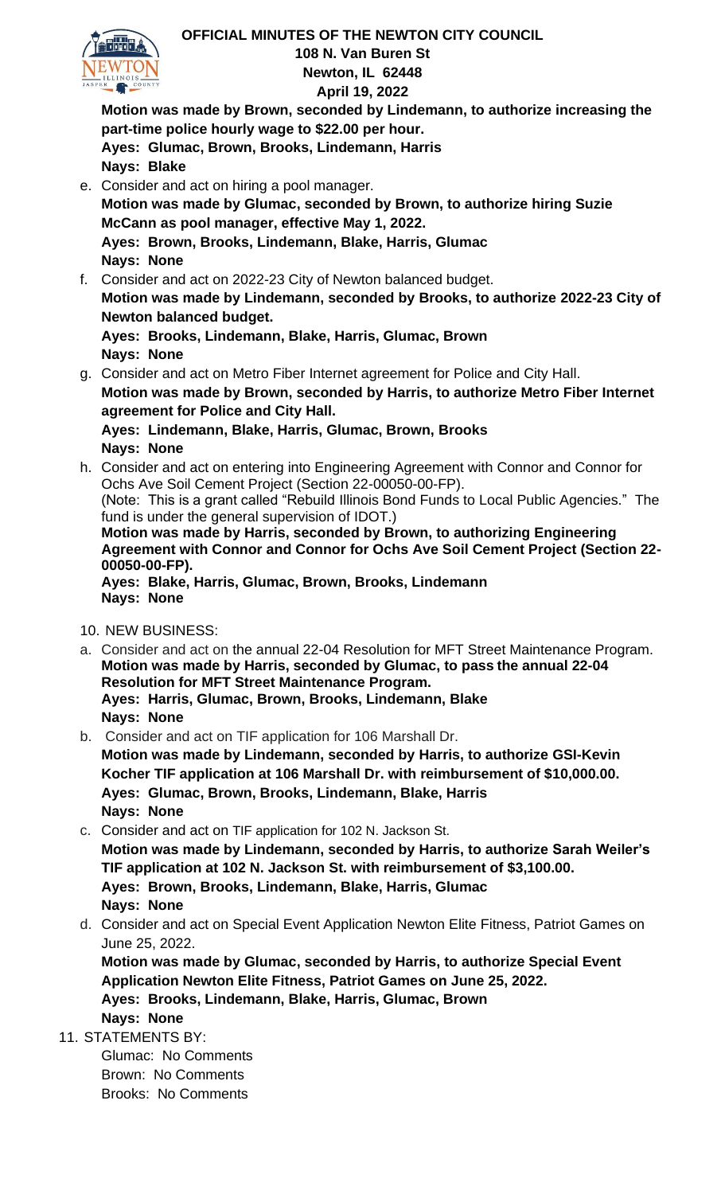**Motion was made by Brown, seconded by Lindemann, to authorize increasing the part-time police hourly wage to $22.00 per hour.**
**Ayes: Glumac, Brown, Brooks, Lindemann, Harris**
**Nays: Blake**

e. Consider and act on hiring a pool manager.
**Motion was made by Glumac, seconded by Brown, to authorize hiring Suzie McCann as pool manager, effective May 1, 2022.**
**Ayes: Brown, Brooks, Lindemann, Blake, Harris, Glumac**
**Nays: None**

f. Consider and act on 2022-23 City of Newton balanced budget.
**Motion was made by Lindemann, seconded by Brooks, to authorize 2022-23 City of Newton balanced budget.**
**Ayes: Brooks, Lindemann, Blake, Harris, Glumac, Brown**
**Nays: None**

g. Consider and act on Metro Fiber Internet agreement for Police and City Hall.
**Motion was made by Brown, seconded by Harris, to authorize Metro Fiber Internet agreement for Police and City Hall.**
**Ayes: Lindemann, Blake, Harris, Glumac, Brown, Brooks**
**Nays: None**

h. Consider and act on entering into Engineering Agreement with Connor and Connor for Ochs Ave Soil Cement Project (Section 22-00050-00-FP).
(Note: This is a grant called "Rebuild Illinois Bond Funds to Local Public Agencies." The fund is under the general supervision of IDOT.)
**Motion was made by Harris, seconded by Brown, to authorizing Engineering Agreement with Connor and Connor for Ochs Ave Soil Cement Project (Section 22-00050-00-FP).**
**Ayes: Blake, Harris, Glumac, Brown, Brooks, Lindemann**
**Nays: None**

10. NEW BUSINESS:

a. Consider and act on the annual 22-04 Resolution for MFT Street Maintenance Program.
**Motion was made by Harris, seconded by Glumac, to pass the annual 22-04 Resolution for MFT Street Maintenance Program.**
**Ayes: Harris, Glumac, Brown, Brooks, Lindemann, Blake**
**Nays: None**

b. Consider and act on TIF application for 106 Marshall Dr.
**Motion was made by Lindemann, seconded by Harris, to authorize GSI-Kevin Kocher TIF application at 106 Marshall Dr. with reimbursement of $10,000.00.**
**Ayes: Glumac, Brown, Brooks, Lindemann, Blake, Harris**
**Nays: None**

c. Consider and act on TIF application for 102 N. Jackson St.
**Motion was made by Lindemann, seconded by Harris, to authorize Sarah Weiler's TIF application at 102 N. Jackson St. with reimbursement of $3,100.00.**
**Ayes: Brown, Brooks, Lindemann, Blake, Harris, Glumac**
**Nays: None**

d. Consider and act on Special Event Application Newton Elite Fitness, Patriot Games on June 25, 2022.
**Motion was made by Glumac, seconded by Harris, to authorize Special Event Application Newton Elite Fitness, Patriot Games on June 25, 2022.**
**Ayes: Brooks, Lindemann, Blake, Harris, Glumac, Brown**
**Nays: None**

11. STATEMENTS BY:

Glumac: No Comments
Brown: No Comments
Brooks: No Comments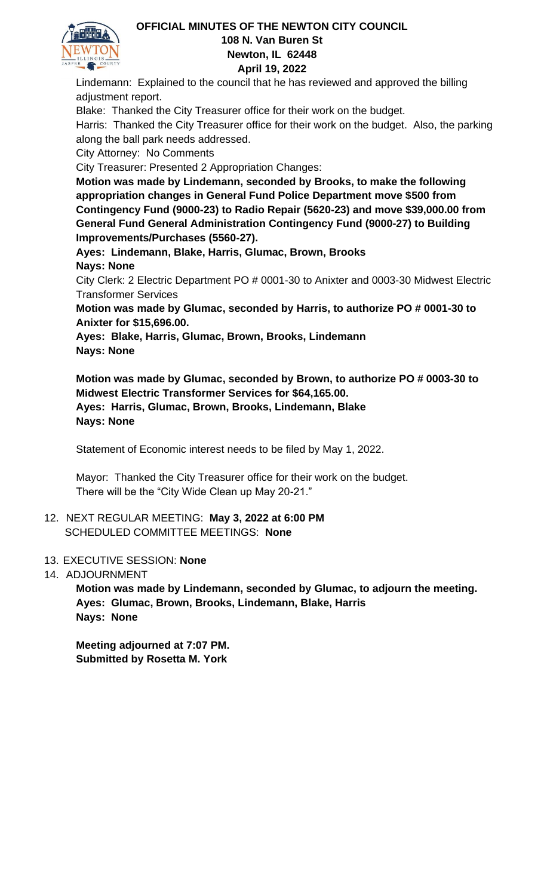Lindemann: Explained to the council that he has reviewed and approved the billing adjustment report.

Blake: Thanked the City Treasurer office for their work on the budget.

Harris: Thanked the City Treasurer office for their work on the budget. Also, the parking along the ball park needs addressed.

City Attorney: No Comments

City Treasurer: Presented 2 Appropriation Changes:

**Motion was made by Lindemann, seconded by Brooks, to make the following appropriation changes in General Fund Police Department move $500 from Contingency Fund (9000-23) to Radio Repair (5620-23) and move $39,000.00 from General Fund General Administration Contingency Fund (9000-27) to Building Improvements/Purchases (5560-27).**

**Ayes: Lindemann, Blake, Harris, Glumac, Brown, Brooks**

**Nays: None**

City Clerk: 2 Electric Department PO # 0001-30 to Anixter and 0003-30 Midwest Electric Transformer Services

**Motion was made by Glumac, seconded by Harris, to authorize PO # 0001-30 to Anixter for $15,696.00.**

**Ayes: Blake, Harris, Glumac, Brown, Brooks, Lindemann**

**Nays: None**

**Motion was made by Glumac, seconded by Brown, to authorize PO # 0003-30 to Midwest Electric Transformer Services for $64,165.00.**

**Ayes: Harris, Glumac, Brown, Brooks, Lindemann, Blake**

**Nays: None**

Statement of Economic interest needs to be filed by May 1, 2022.

Mayor: Thanked the City Treasurer office for their work on the budget. There will be the "City Wide Clean up May 20-21."

12. NEXT REGULAR MEETING: **May 3, 2022 at 6:00 PM**
    SCHEDULED COMMITTEE MEETINGS: **None**

13. EXECUTIVE SESSION: **None**

14. ADJOURNMENT

**Motion was made by Lindemann, seconded by Glumac, to adjourn the meeting.**

**Ayes: Glumac, Brown, Brooks, Lindemann, Blake, Harris**

**Nays: None**

**Meeting adjourned at 7:07 PM.**

**Submitted by Rosetta M. York**